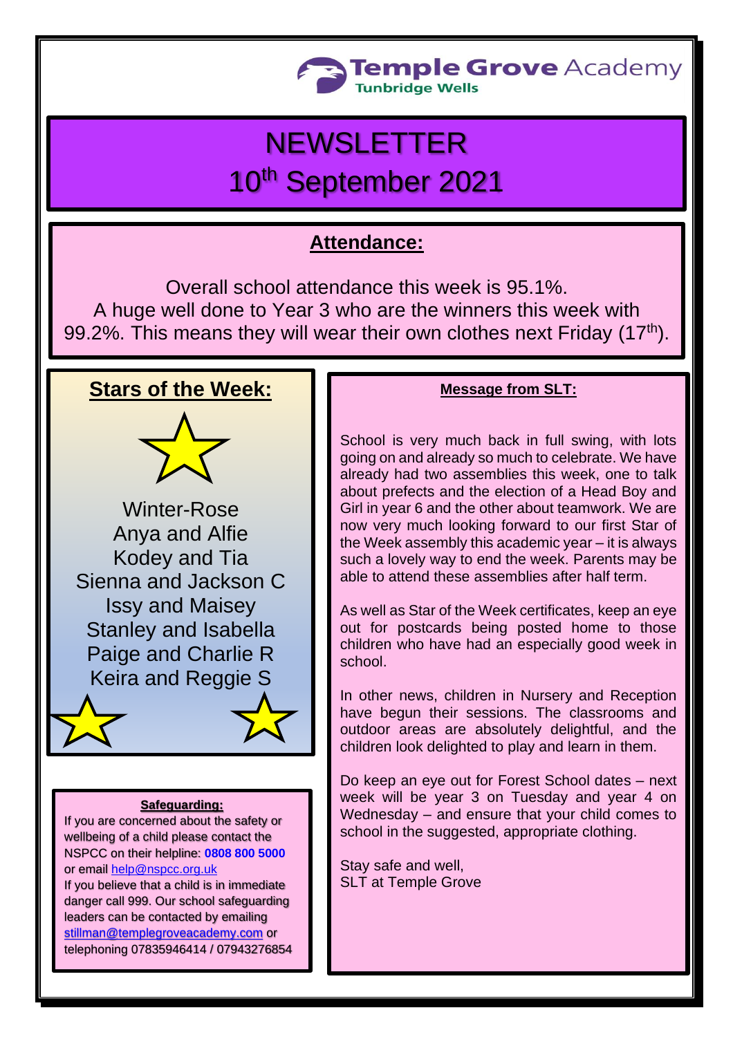Temple Grove Academy
Tunbridge Wells

# NEWSLETTER
# 10th September 2021

## Attendance:

Overall school attendance this week is 95.1%.
A huge well done to Year 3 who are the winners this week with 99.2%. This means they will wear their own clothes next Friday (17th).

## Stars of the Week:

Winter-Rose
Anya and Alfie
Kodey and Tia
Sienna and Jackson C
Issy and Maisey
Stanley and Isabella
Paige and Charlie R
Keira and Reggie S

### Safeguarding:

If you are concerned about the safety or wellbeing of a child please contact the NSPCC on their helpline: **0808 800 5000** or email help@nspcc.org.uk
If you believe that a child is in immediate danger call 999. Our school safeguarding leaders can be contacted by emailing stillman@templegroveacademy.com or telephoning 07835946414 / 07943276854

### Message from SLT:

School is very much back in full swing, with lots going on and already so much to celebrate. We have already had two assemblies this week, one to talk about prefects and the election of a Head Boy and Girl in year 6 and the other about teamwork. We are now very much looking forward to our first Star of the Week assembly this academic year – it is always such a lovely way to end the week. Parents may be able to attend these assemblies after half term.

As well as Star of the Week certificates, keep an eye out for postcards being posted home to those children who have had an especially good week in school.

In other news, children in Nursery and Reception have begun their sessions. The classrooms and outdoor areas are absolutely delightful, and the children look delighted to play and learn in them.

Do keep an eye out for Forest School dates – next week will be year 3 on Tuesday and year 4 on Wednesday – and ensure that your child comes to school in the suggested, appropriate clothing.

Stay safe and well,
SLT at Temple Grove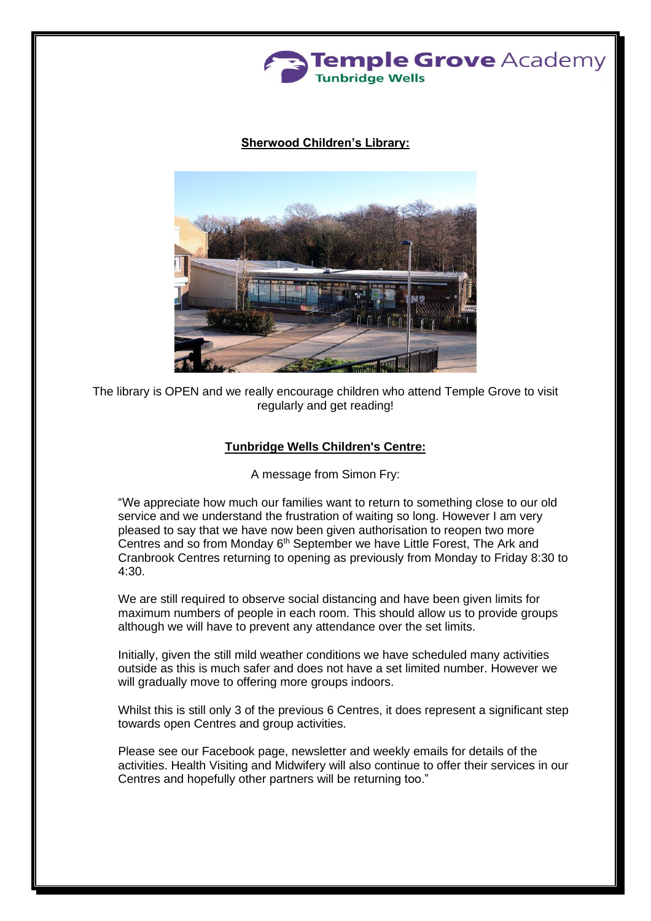**Sherwood Children's Library:**

The library is OPEN and we really encourage children who attend Temple Grove to visit regularly and get reading!

**Tunbridge Wells Children's Centre:**

A message from Simon Fry:

"We appreciate how much our families want to return to something close to our old service and we understand the frustration of waiting so long. However I am very pleased to say that we have now been given authorisation to reopen two more Centres and so from Monday 6th September we have Little Forest, The Ark and Cranbrook Centres returning to opening as previously from Monday to Friday 8:30 to 4:30.

We are still required to observe social distancing and have been given limits for maximum numbers of people in each room. This should allow us to provide groups although we will have to prevent any attendance over the set limits.

Initially, given the still mild weather conditions we have scheduled many activities outside as this is much safer and does not have a set limited number. However we will gradually move to offering more groups indoors.

Whilst this is still only 3 of the previous 6 Centres, it does represent a significant step towards open Centres and group activities.

Please see our Facebook page, newsletter and weekly emails for details of the activities. Health Visiting and Midwifery will also continue to offer their services in our Centres and hopefully other partners will be returning too."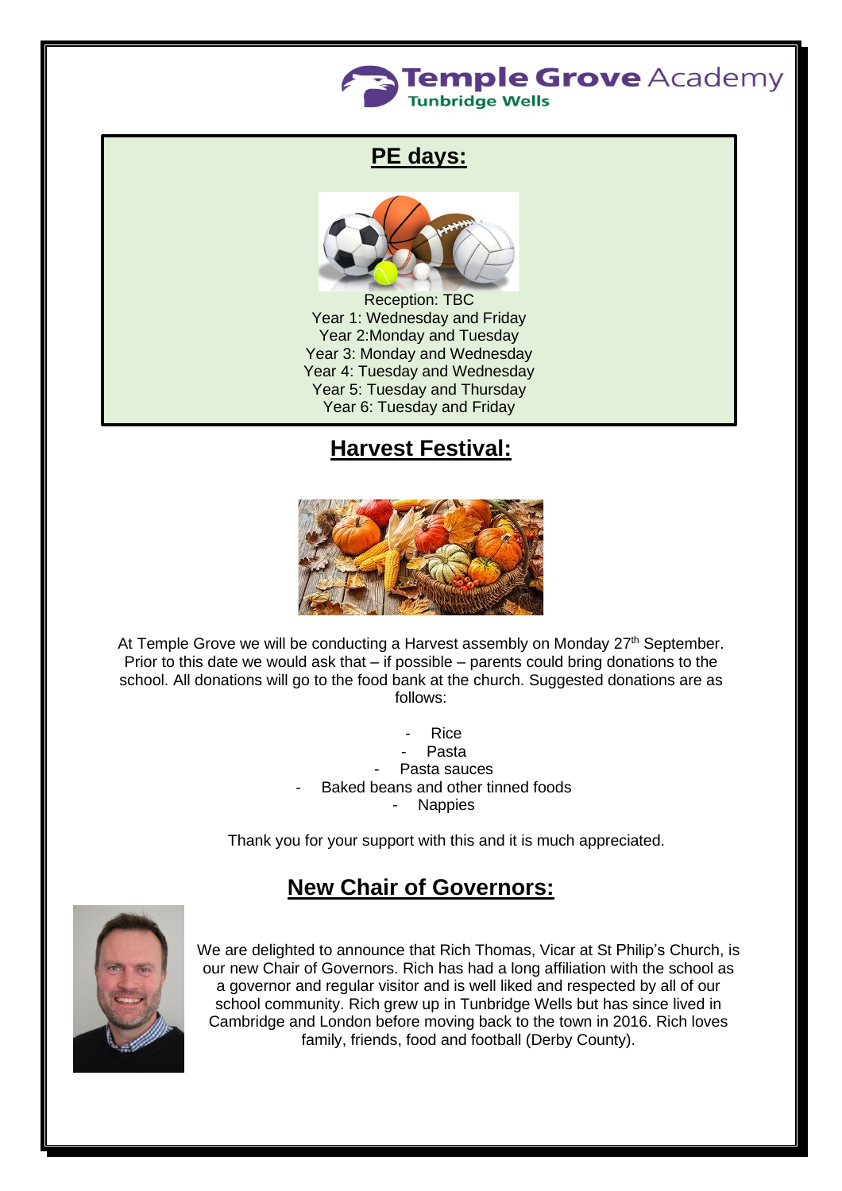Temple Grove Academy
Tunbridge Wells

## PE days:

Reception: TBC
Year 1: Wednesday and Friday
Year 2:Monday and Tuesday
Year 3: Monday and Wednesday
Year 4: Tuesday and Wednesday
Year 5: Tuesday and Thursday
Year 6: Tuesday and Friday

## Harvest Festival:

At Temple Grove we will be conducting a Harvest assembly on Monday 27th September. Prior to this date we would ask that – if possible – parents could bring donations to the school. All donations will go to the food bank at the church. Suggested donations are as follows:

- Rice
- Pasta
- Pasta sauces
- Baked beans and other tinned foods
- Nappies

Thank you for your support with this and it is much appreciated.

## New Chair of Governors:

We are delighted to announce that Rich Thomas, Vicar at St Philip's Church, is our new Chair of Governors. Rich has had a long affiliation with the school as a governor and regular visitor and is well liked and respected by all of our school community. Rich grew up in Tunbridge Wells but has since lived in Cambridge and London before moving back to the town in 2016. Rich loves family, friends, food and football (Derby County).